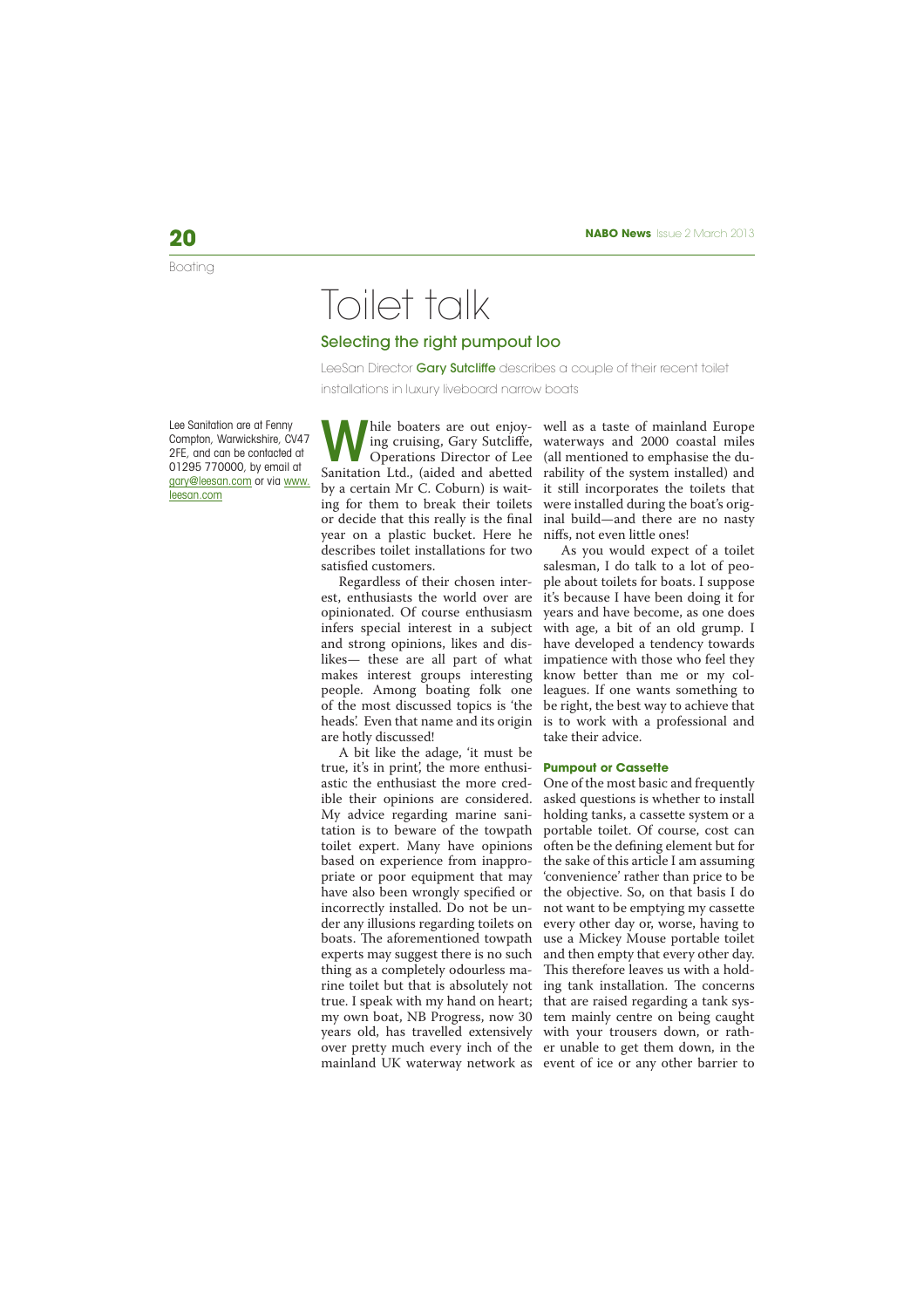Boating

# Toilet talk

## Selecting the right pumpout loo

LeeSan Director **Gary Sutcliffe** describes a couple of their recent toilet installations in luxury liveboard narrow boats

Lee Sanitation are at Fenny Compton, Warwickshire, CV47 2FE, and can be contacted at 01295 770000, by email at gary@leesan.com or via www.leesan.com

While boaters are out enjoying cruising, Gary Sutcliffe, Operations Director of Lee Sanitation Ltd., (aided and abetted by a certain Mr C. Coburn) is waiting for them to break their toilets or decide that this really is the final year on a plastic bucket. Here he describes toilet installations for two satisfied customers.

Regardless of their chosen interest, enthusiasts the world over are opinionated. Of course enthusiasm infers special interest in a subject and strong opinions, likes and dislikes— these are all part of what makes interest groups interesting people. Among boating folk one of the most discussed topics is 'the heads'. Even that name and its origin are hotly discussed!

A bit like the adage, 'it must be true, it's in print', the more enthusiastic the enthusiast the more credible their opinions are considered. My advice regarding marine sanitation is to beware of the towpath toilet expert. Many have opinions based on experience from inappropriate or poor equipment that may have also been wrongly specified or incorrectly installed. Do not be under any illusions regarding toilets on boats. The aforementioned towpath experts may suggest there is no such thing as a completely odourless marine toilet but that is absolutely not true. I speak with my hand on heart; my own boat, NB Progress, now 30 years old, has travelled extensively over pretty much every inch of the mainland UK waterway network as well as a taste of mainland Europe waterways and 2000 coastal miles (all mentioned to emphasise the durability of the system installed) and it still incorporates the toilets that were installed during the boat's original build—and there are no nasty niffs, not even little ones!

As you would expect of a toilet salesman, I do talk to a lot of people about toilets for boats. I suppose it's because I have been doing it for years and have become, as one does with age, a bit of an old grump. I have developed a tendency towards impatience with those who feel they know better than me or my colleagues. If one wants something to be right, the best way to achieve that is to work with a professional and take their advice.

### Pumpout or Cassette

One of the most basic and frequently asked questions is whether to install holding tanks, a cassette system or a portable toilet. Of course, cost can often be the defining element but for the sake of this article I am assuming 'convenience' rather than price to be the objective. So, on that basis I do not want to be emptying my cassette every other day or, worse, having to use a Mickey Mouse portable toilet and then empty that every other day. This therefore leaves us with a holding tank installation. The concerns that are raised regarding a tank system mainly centre on being caught with your trousers down, or rather unable to get them down, in the event of ice or any other barrier to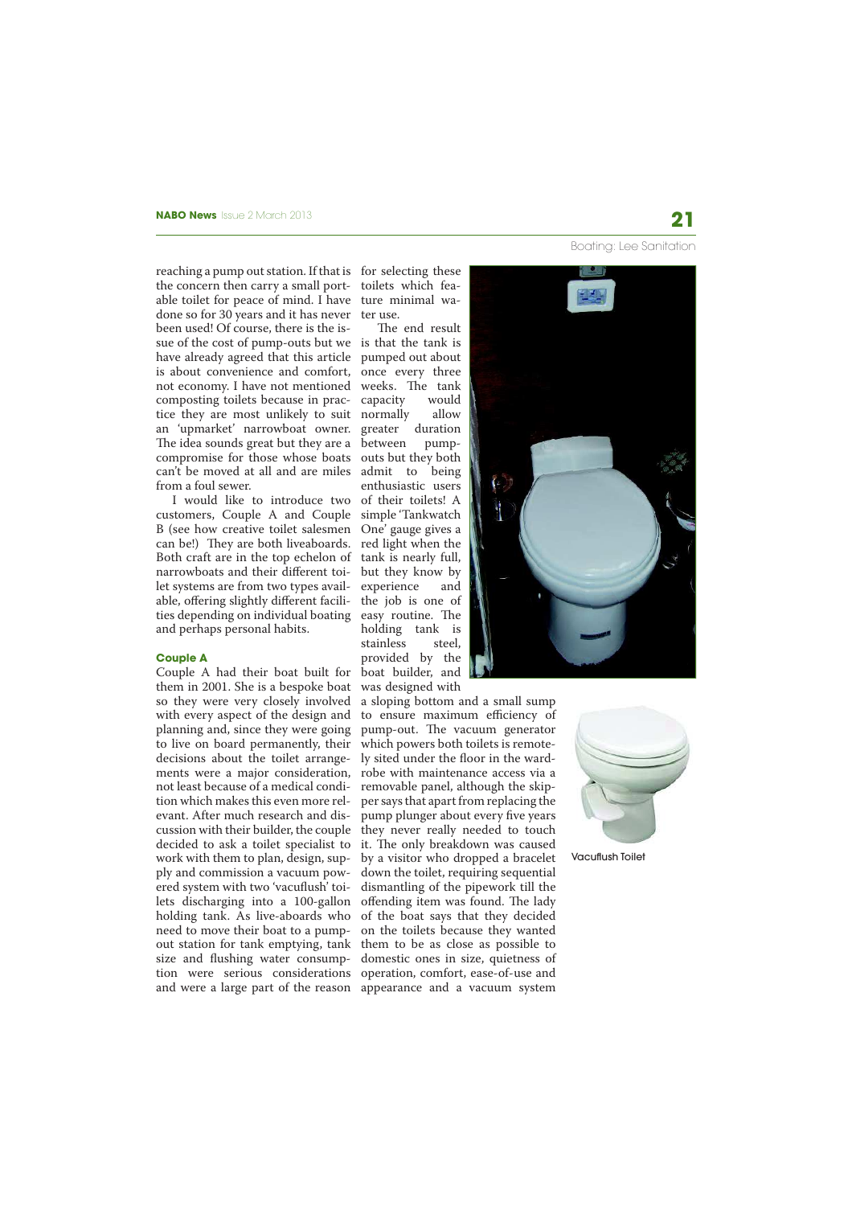reaching a pump out station. If that is the concern then carry a small portable toilet for peace of mind. I have done so for 30 years and it has never been used! Of course, there is the issue of the cost of pump-outs but we have already agreed that this article is about convenience and comfort, not economy. I have not mentioned composting toilets because in practice they are most unlikely to suit an 'upmarket' narrowboat owner. The idea sounds great but they are a compromise for those whose boats can't be moved at all and are miles from a foul sewer.

I would like to introduce two customers, Couple A and Couple B (see how creative toilet salesmen can be!) They are both liveaboards. Both craft are in the top echelon of narrowboats and their different toilet systems are from two types available, offering slightly different facilities depending on individual boating and perhaps personal habits.

### Couple A

Couple A had their boat built for them in 2001. She is a bespoke boat so they were very closely involved with every aspect of the design and planning and, since they were going to live on board permanently, their decisions about the toilet arrangements were a major consideration, not least because of a medical condition which makes this even more relevant. After much research and discussion with their builder, the couple decided to ask a toilet specialist to work with them to plan, design, supply and commission a vacuum powered system with two 'vacuflush' toilets discharging into a 100-gallon holding tank. As live-aboards who need to move their boat to a pump-out station for tank emptying, tank size and flushing water consumption were serious considerations and were a large part of the reason for selecting these toilets which feature minimal water use.

The end result is that the tank is pumped out about once every three weeks. The tank capacity would normally allow greater duration between pump-outs but they both admit to being enthusiastic users of their toilets! A simple 'Tankwatch One' gauge gives a red light when the tank is nearly full, but they know by experience and the job is one of easy routine. The holding tank is stainless steel, provided by the boat builder, and was designed with a sloping bottom and a small sump to ensure maximum efficiency of pump-out. The vacuum generator which powers both toilets is remotely sited under the floor in the wardrobe with maintenance access via a removable panel, although the skipper says that apart from replacing the pump plunger about every five years they never really needed to touch it. The only breakdown was caused by a visitor who dropped a bracelet down the toilet, requiring sequential dismantling of the pipework till the offending item was found. The lady of the boat says that they decided on the toilets because they wanted them to be as close as possible to domestic ones in size, quietness of operation, comfort, ease-of-use and appearance and a vacuum system

Vacuflush Toilet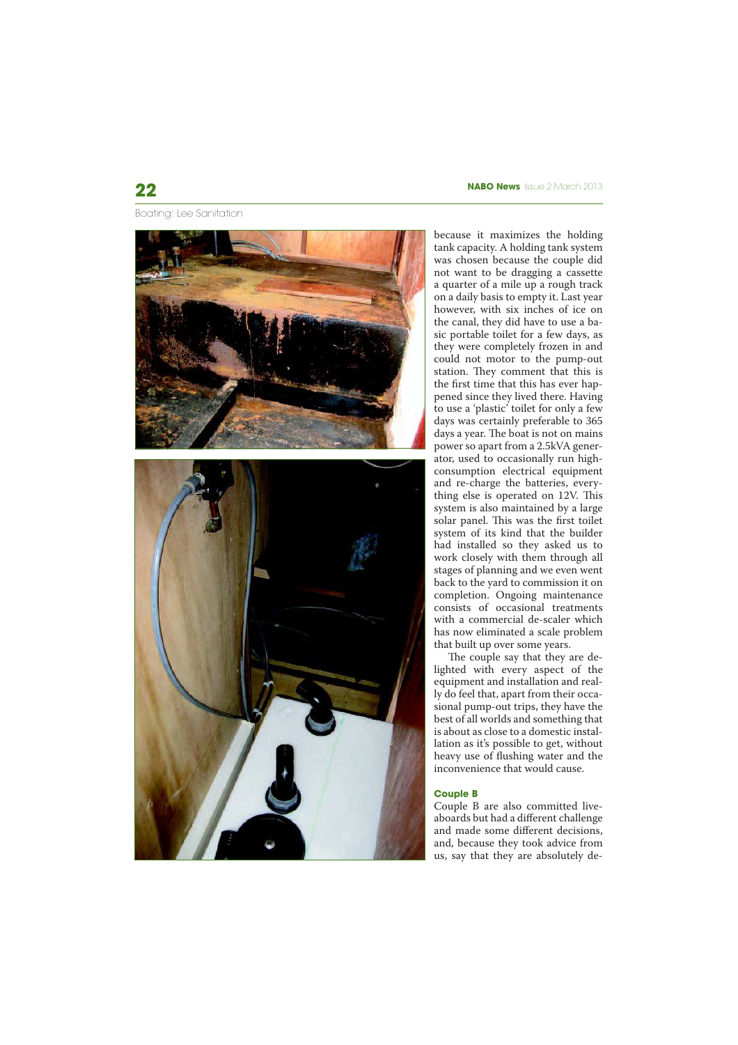Boating: Lee Sanitation

because it maximizes the holding tank capacity. A holding tank system was chosen because the couple did not want to be dragging a cassette a quarter of a mile up a rough track on a daily basis to empty it. Last year however, with six inches of ice on the canal, they did have to use a basic portable toilet for a few days, as they were completely frozen in and could not motor to the pump-out station. They comment that this is the first time that this has ever happened since they lived there. Having to use a 'plastic' toilet for only a few days was certainly preferable to 365 days a year. The boat is not on mains power so apart from a 2.5kVA generator, used to occasionally run high-consumption electrical equipment and re-charge the batteries, everything else is operated on 12V. This system is also maintained by a large solar panel. This was the first toilet system of its kind that the builder had installed so they asked us to work closely with them through all stages of planning and we even went back to the yard to commission it on completion. Ongoing maintenance consists of occasional treatments with a commercial de-scaler which has now eliminated a scale problem that built up over some years.

The couple say that they are delighted with every aspect of the equipment and installation and really do feel that, apart from their occasional pump-out trips, they have the best of all worlds and something that is about as close to a domestic installation as it's possible to get, without heavy use of flushing water and the inconvenience that would cause.

## Couple B

Couple B are also committed live-aboards but had a different challenge and made some different decisions, and, because they took advice from us, say that they are absolutely de-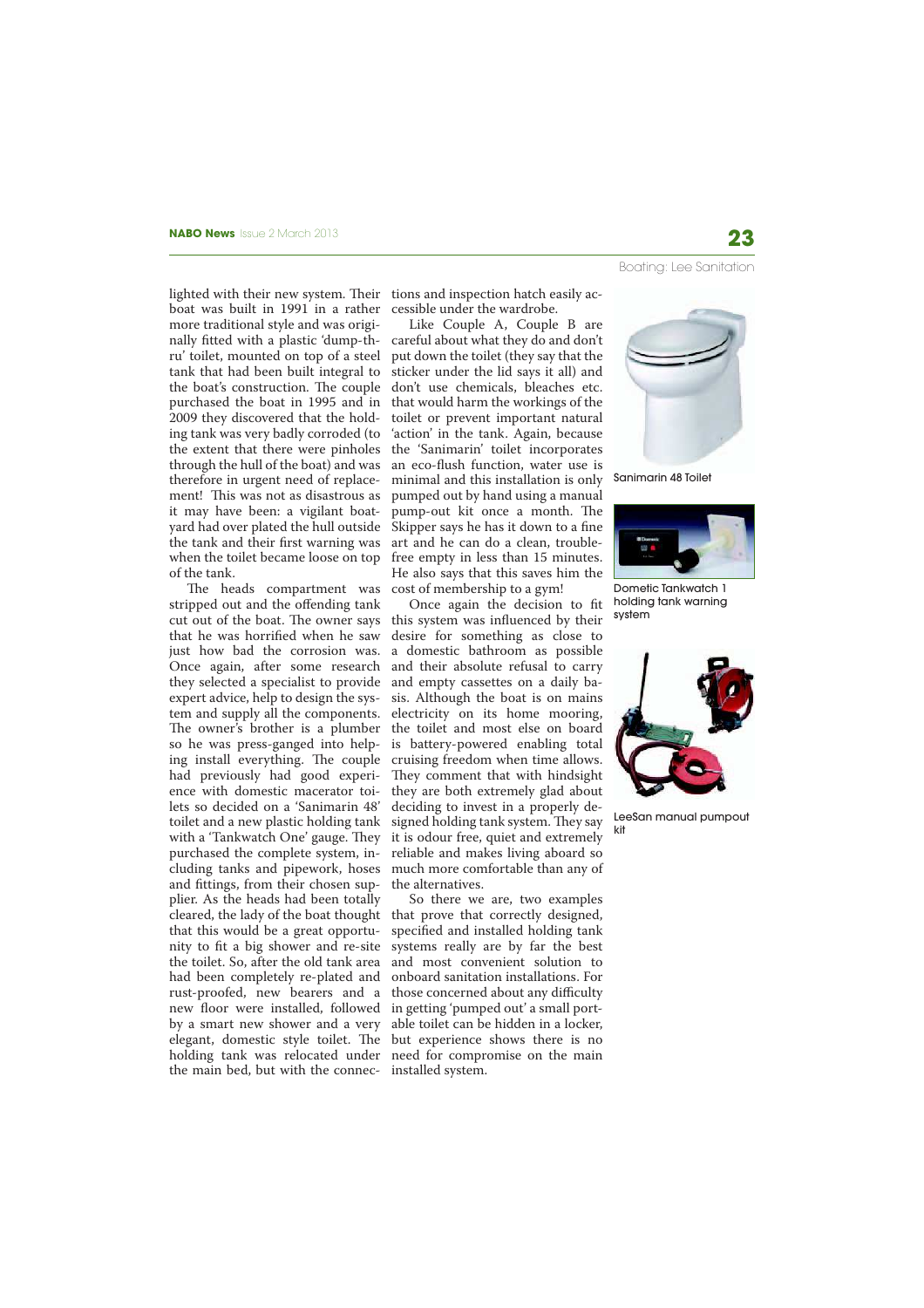lighted with their new system. Their boat was built in 1991 in a rather more traditional style and was originally fitted with a plastic 'dump-thru' toilet, mounted on top of a steel tank that had been built integral to the boat's construction. The couple purchased the boat in 1995 and in 2009 they discovered that the holding tank was very badly corroded (to the extent that there were pinholes through the hull of the boat) and was therefore in urgent need of replacement! This was not as disastrous as it may have been: a vigilant boatyard had over plated the hull outside the tank and their first warning was when the toilet became loose on top of the tank.

The heads compartment was stripped out and the offending tank cut out of the boat. The owner says that he was horrified when he saw just how bad the corrosion was. Once again, after some research they selected a specialist to provide expert advice, help to design the system and supply all the components. The owner's brother is a plumber so he was press-ganged into helping install everything. The couple had previously had good experience with domestic macerator toilets so decided on a 'Sanimarin 48' toilet and a new plastic holding tank with a 'Tankwatch One' gauge. They purchased the complete system, including tanks and pipework, hoses and fittings, from their chosen supplier. As the heads had been totally cleared, the lady of the boat thought that this would be a great opportunity to fit a big shower and re-site the toilet. So, after the old tank area had been completely re-plated and rust-proofed, new bearers and a new floor were installed, followed by a smart new shower and a very elegant, domestic style toilet. The holding tank was relocated under the main bed, but with the connections and inspection hatch easily accessible under the wardrobe.

Like Couple A, Couple B are careful about what they do and don't put down the toilet (they say that the sticker under the lid says it all) and don't use chemicals, bleaches etc. that would harm the workings of the toilet or prevent important natural 'action' in the tank. Again, because the 'Sanimarin' toilet incorporates an eco-flush function, water use is minimal and this installation is only pumped out by hand using a manual pump-out kit once a month. The Skipper says he has it down to a fine art and he can do a clean, trouble-free empty in less than 15 minutes. He also says that this saves him the cost of membership to a gym!

Once again the decision to fit this system was influenced by their desire for something as close to a domestic bathroom as possible and their absolute refusal to carry and empty cassettes on a daily basis. Although the boat is on mains electricity on its home mooring, the toilet and most else on board is battery-powered enabling total cruising freedom when time allows. They comment that with hindsight they are both extremely glad about deciding to invest in a properly designed holding tank system. They say it is odour free, quiet and extremely reliable and makes living aboard so much more comfortable than any of the alternatives.

So there we are, two examples that prove that correctly designed, specified and installed holding tank systems really are by far the best and most convenient solution to onboard sanitation installations. For those concerned about any difficulty in getting 'pumped out' a small portable toilet can be hidden in a locker, but experience shows there is no need for compromise on the main installed system.

Sanimarin 48 Toilet

Dometic Tankwatch 1 holding tank warning system

LeeSan manual pumpout kit